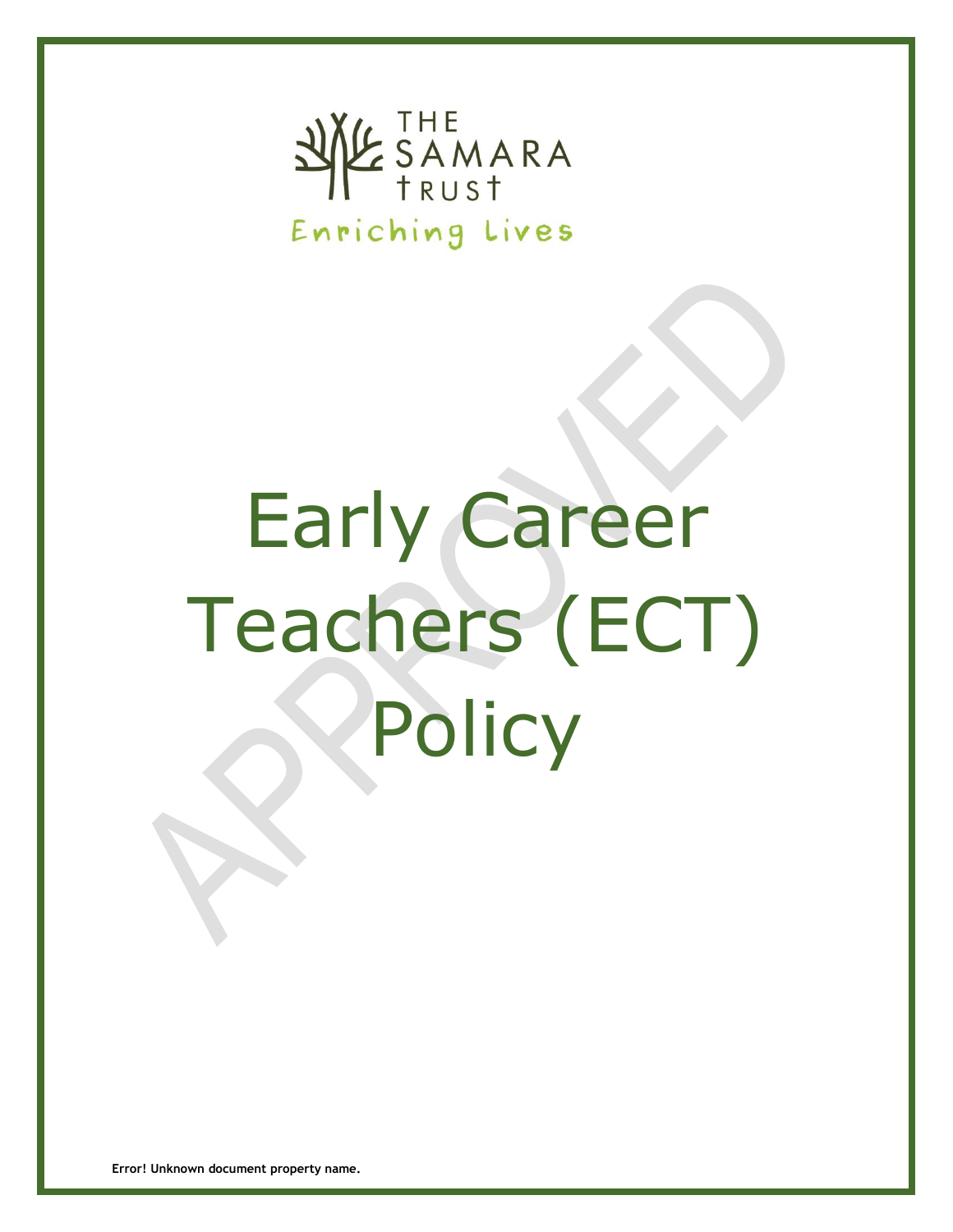THE SAMARA TRUST

Enriching Lives

# Early Career Teachers (ECT) Policy

APPROVED

Error! Unknown document property name.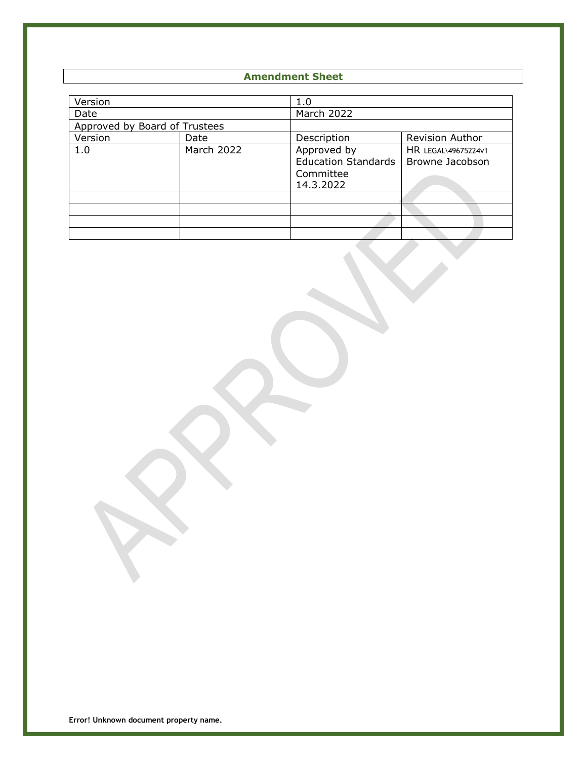## Amendment Sheet

| Version | | 1.0 | |
|---|---|---|---|
| Date | | March 2022 | |
| Approved by Board of Trustees | | | |
| Version | Date | Description | Revision Author |
| 1.0 | March 2022 | Approved by Education Standards Committee 14.3.2022 | HR LEGAL\49675224v1 Browne Jacobson |
| | | | |
| | | | |
| | | | |
| | | | |

Error! Unknown document property name.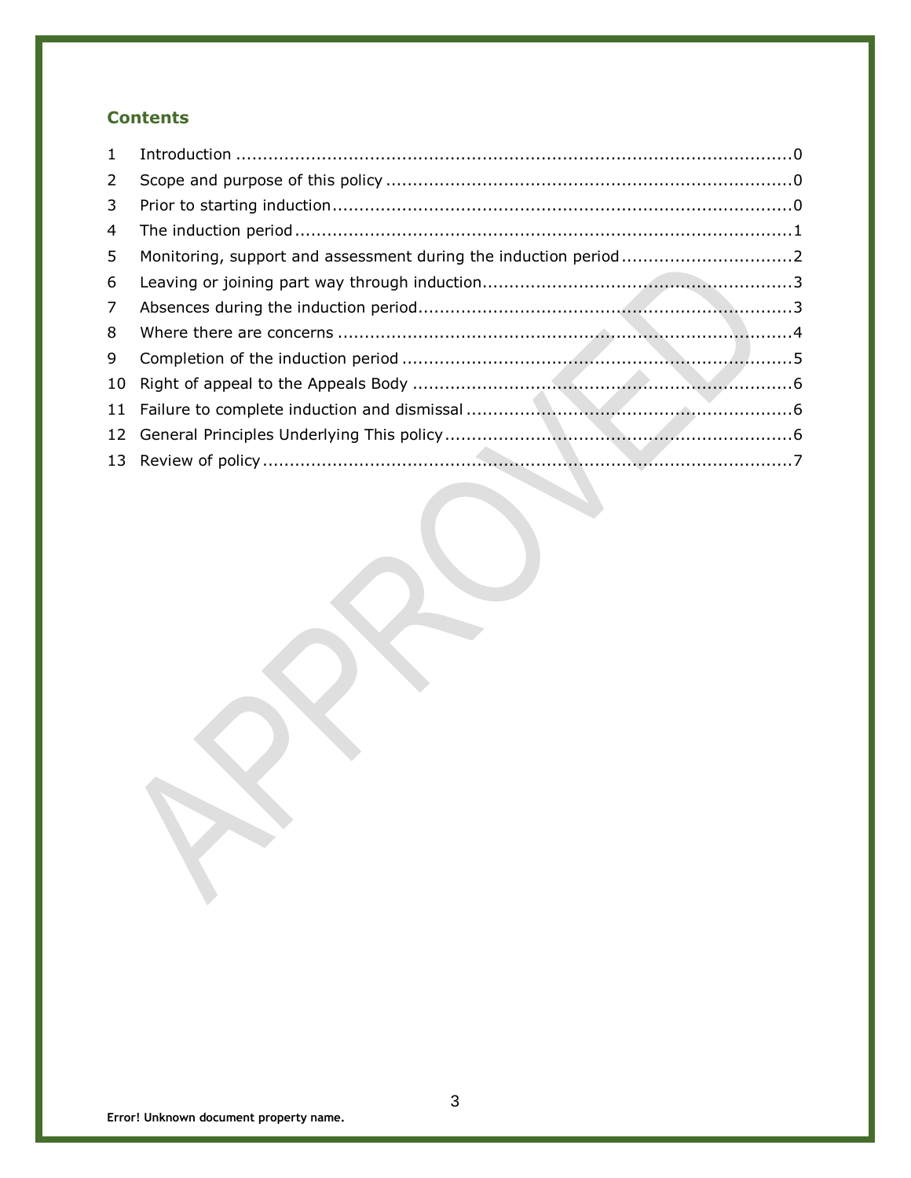## Contents

| | | |
|---|---|---|
| 1 | Introduction | 0 |
| 2 | Scope and purpose of this policy | 0 |
| 3 | Prior to starting induction | 0 |
| 4 | The induction period | 1 |
| 5 | Monitoring, support and assessment during the induction period | 2 |
| 6 | Leaving or joining part way through induction | 3 |
| 7 | Absences during the induction period | 3 |
| 8 | Where there are concerns | 4 |
| 9 | Completion of the induction period | 5 |
| 10 | Right of appeal to the Appeals Body | 6 |
| 11 | Failure to complete induction and dismissal | 6 |
| 12 | General Principles Underlying This policy | 6 |
| 13 | Review of policy | 7 |

APPROVED

Error! Unknown document property name.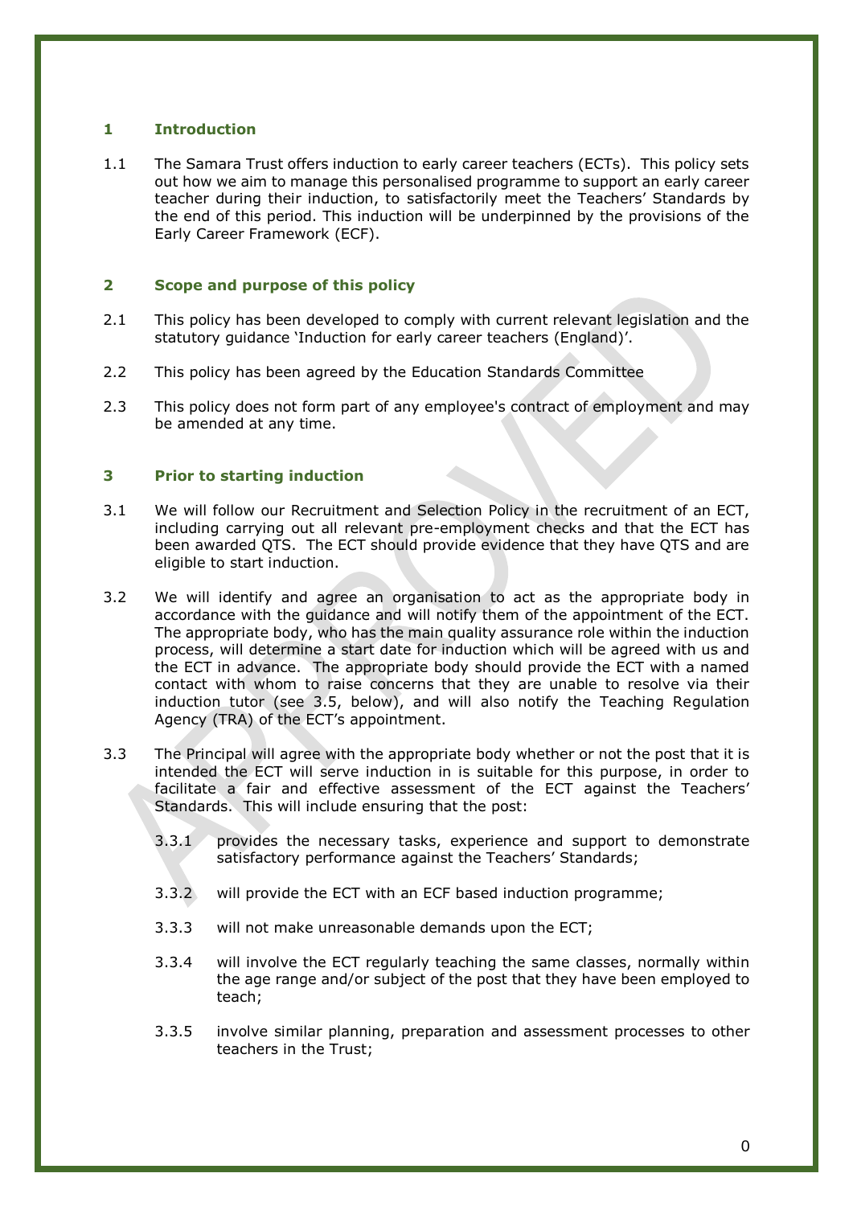## 1 Introduction

1.1 The Samara Trust offers induction to early career teachers (ECTs). This policy sets out how we aim to manage this personalised programme to support an early career teacher during their induction, to satisfactorily meet the Teachers' Standards by the end of this period. This induction will be underpinned by the provisions of the Early Career Framework (ECF).

## 2 Scope and purpose of this policy

2.1 This policy has been developed to comply with current relevant legislation and the statutory guidance 'Induction for early career teachers (England)'.

2.2 This policy has been agreed by the Education Standards Committee

2.3 This policy does not form part of any employee's contract of employment and may be amended at any time.

## 3 Prior to starting induction

3.1 We will follow our Recruitment and Selection Policy in the recruitment of an ECT, including carrying out all relevant pre-employment checks and that the ECT has been awarded QTS. The ECT should provide evidence that they have QTS and are eligible to start induction.

3.2 We will identify and agree an organisation to act as the appropriate body in accordance with the guidance and will notify them of the appointment of the ECT. The appropriate body, who has the main quality assurance role within the induction process, will determine a start date for induction which will be agreed with us and the ECT in advance. The appropriate body should provide the ECT with a named contact with whom to raise concerns that they are unable to resolve via their induction tutor (see 3.5, below), and will also notify the Teaching Regulation Agency (TRA) of the ECT's appointment.

3.3 The Principal will agree with the appropriate body whether or not the post that it is intended the ECT will serve induction in is suitable for this purpose, in order to facilitate a fair and effective assessment of the ECT against the Teachers' Standards. This will include ensuring that the post:

3.3.1 provides the necessary tasks, experience and support to demonstrate satisfactory performance against the Teachers' Standards;

3.3.2 will provide the ECT with an ECF based induction programme;

3.3.3 will not make unreasonable demands upon the ECT;

3.3.4 will involve the ECT regularly teaching the same classes, normally within the age range and/or subject of the post that they have been employed to teach;

3.3.5 involve similar planning, preparation and assessment processes to other teachers in the Trust;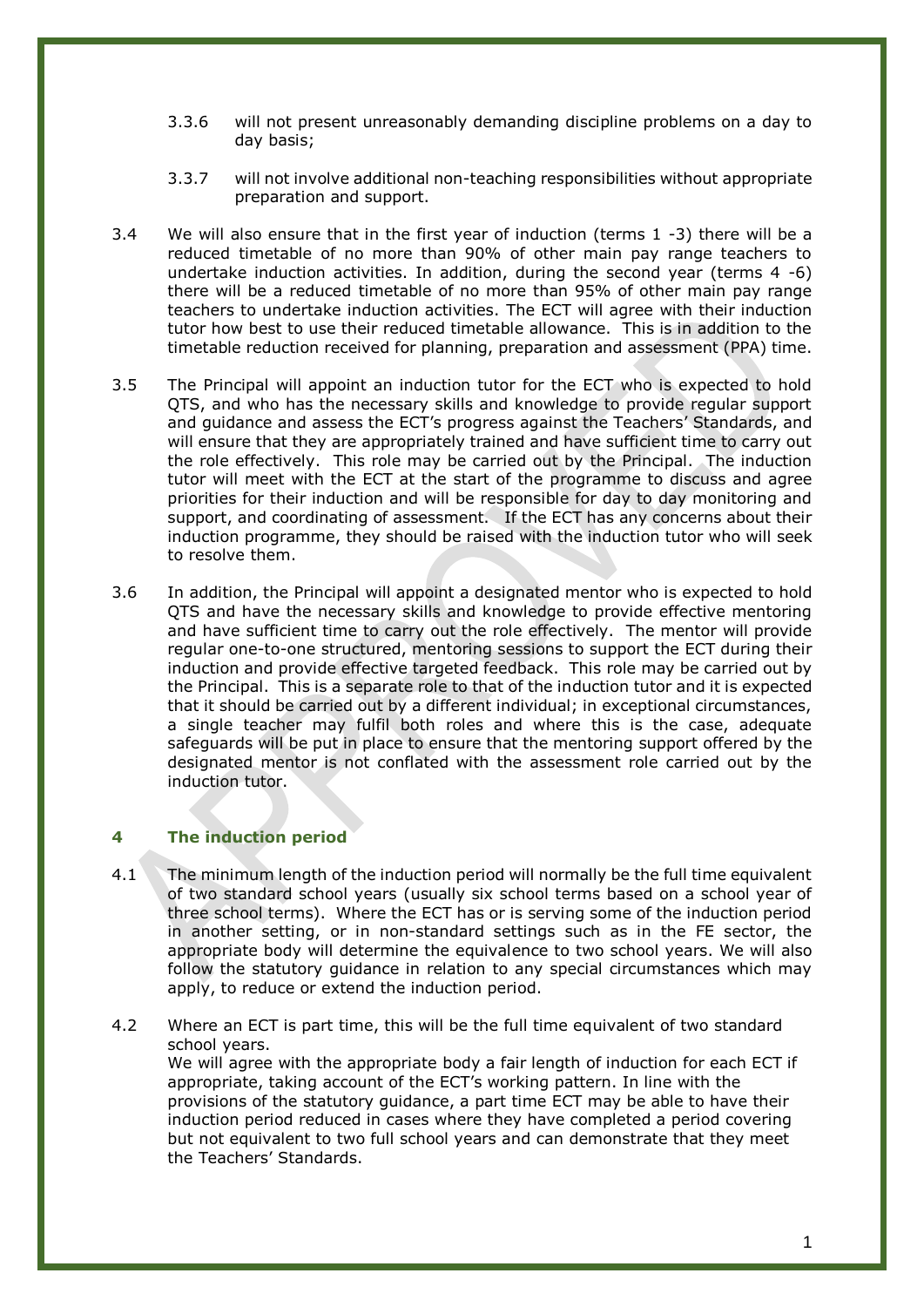3.3.6 will not present unreasonably demanding discipline problems on a day to day basis;

3.3.7 will not involve additional non-teaching responsibilities without appropriate preparation and support.

3.4 We will also ensure that in the first year of induction (terms 1 -3) there will be a reduced timetable of no more than 90% of other main pay range teachers to undertake induction activities. In addition, during the second year (terms 4 -6) there will be a reduced timetable of no more than 95% of other main pay range teachers to undertake induction activities. The ECT will agree with their induction tutor how best to use their reduced timetable allowance. This is in addition to the timetable reduction received for planning, preparation and assessment (PPA) time.

3.5 The Principal will appoint an induction tutor for the ECT who is expected to hold QTS, and who has the necessary skills and knowledge to provide regular support and guidance and assess the ECT's progress against the Teachers' Standards, and will ensure that they are appropriately trained and have sufficient time to carry out the role effectively. This role may be carried out by the Principal. The induction tutor will meet with the ECT at the start of the programme to discuss and agree priorities for their induction and will be responsible for day to day monitoring and support, and coordinating of assessment. If the ECT has any concerns about their induction programme, they should be raised with the induction tutor who will seek to resolve them.

3.6 In addition, the Principal will appoint a designated mentor who is expected to hold QTS and have the necessary skills and knowledge to provide effective mentoring and have sufficient time to carry out the role effectively. The mentor will provide regular one-to-one structured, mentoring sessions to support the ECT during their induction and provide effective targeted feedback. This role may be carried out by the Principal. This is a separate role to that of the induction tutor and it is expected that it should be carried out by a different individual; in exceptional circumstances, a single teacher may fulfil both roles and where this is the case, adequate safeguards will be put in place to ensure that the mentoring support offered by the designated mentor is not conflated with the assessment role carried out by the induction tutor.

## 4 The induction period

4.1 The minimum length of the induction period will normally be the full time equivalent of two standard school years (usually six school terms based on a school year of three school terms). Where the ECT has or is serving some of the induction period in another setting, or in non-standard settings such as in the FE sector, the appropriate body will determine the equivalence to two school years. We will also follow the statutory guidance in relation to any special circumstances which may apply, to reduce or extend the induction period.

4.2 Where an ECT is part time, this will be the full time equivalent of two standard school years.
We will agree with the appropriate body a fair length of induction for each ECT if appropriate, taking account of the ECT's working pattern. In line with the provisions of the statutory guidance, a part time ECT may be able to have their induction period reduced in cases where they have completed a period covering but not equivalent to two full school years and can demonstrate that they meet the Teachers' Standards.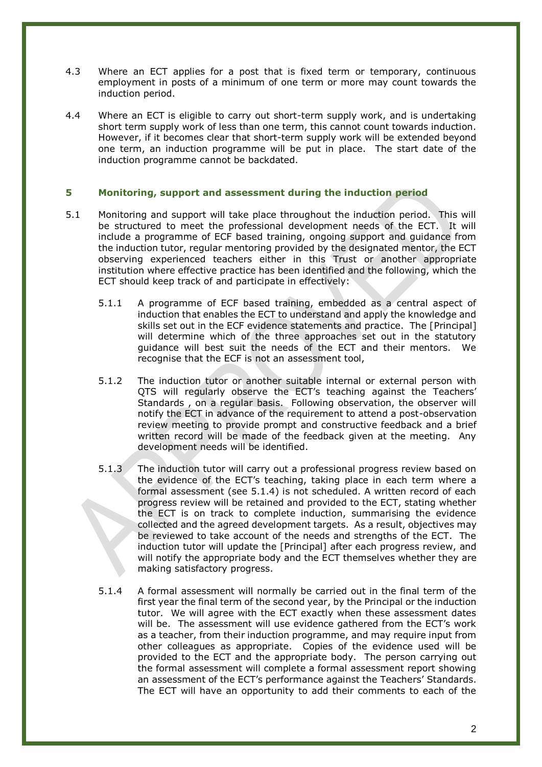4.3 Where an ECT applies for a post that is fixed term or temporary, continuous employment in posts of a minimum of one term or more may count towards the induction period.

4.4 Where an ECT is eligible to carry out short-term supply work, and is undertaking short term supply work of less than one term, this cannot count towards induction. However, if it becomes clear that short-term supply work will be extended beyond one term, an induction programme will be put in place. The start date of the induction programme cannot be backdated.

## 5 Monitoring, support and assessment during the induction period

5.1 Monitoring and support will take place throughout the induction period. This will be structured to meet the professional development needs of the ECT. It will include a programme of ECF based training, ongoing support and guidance from the induction tutor, regular mentoring provided by the designated mentor, the ECT observing experienced teachers either in this Trust or another appropriate institution where effective practice has been identified and the following, which the ECT should keep track of and participate in effectively:

5.1.1 A programme of ECF based training, embedded as a central aspect of induction that enables the ECT to understand and apply the knowledge and skills set out in the ECF evidence statements and practice. The [Principal] will determine which of the three approaches set out in the statutory guidance will best suit the needs of the ECT and their mentors. We recognise that the ECF is not an assessment tool,

5.1.2 The induction tutor or another suitable internal or external person with QTS will regularly observe the ECT's teaching against the Teachers' Standards , on a regular basis. Following observation, the observer will notify the ECT in advance of the requirement to attend a post-observation review meeting to provide prompt and constructive feedback and a brief written record will be made of the feedback given at the meeting. Any development needs will be identified.

5.1.3 The induction tutor will carry out a professional progress review based on the evidence of the ECT's teaching, taking place in each term where a formal assessment (see 5.1.4) is not scheduled. A written record of each progress review will be retained and provided to the ECT, stating whether the ECT is on track to complete induction, summarising the evidence collected and the agreed development targets. As a result, objectives may be reviewed to take account of the needs and strengths of the ECT. The induction tutor will update the [Principal] after each progress review, and will notify the appropriate body and the ECT themselves whether they are making satisfactory progress.

5.1.4 A formal assessment will normally be carried out in the final term of the first year the final term of the second year, by the Principal or the induction tutor. We will agree with the ECT exactly when these assessment dates will be. The assessment will use evidence gathered from the ECT's work as a teacher, from their induction programme, and may require input from other colleagues as appropriate. Copies of the evidence used will be provided to the ECT and the appropriate body. The person carrying out the formal assessment will complete a formal assessment report showing an assessment of the ECT's performance against the Teachers' Standards. The ECT will have an opportunity to add their comments to each of the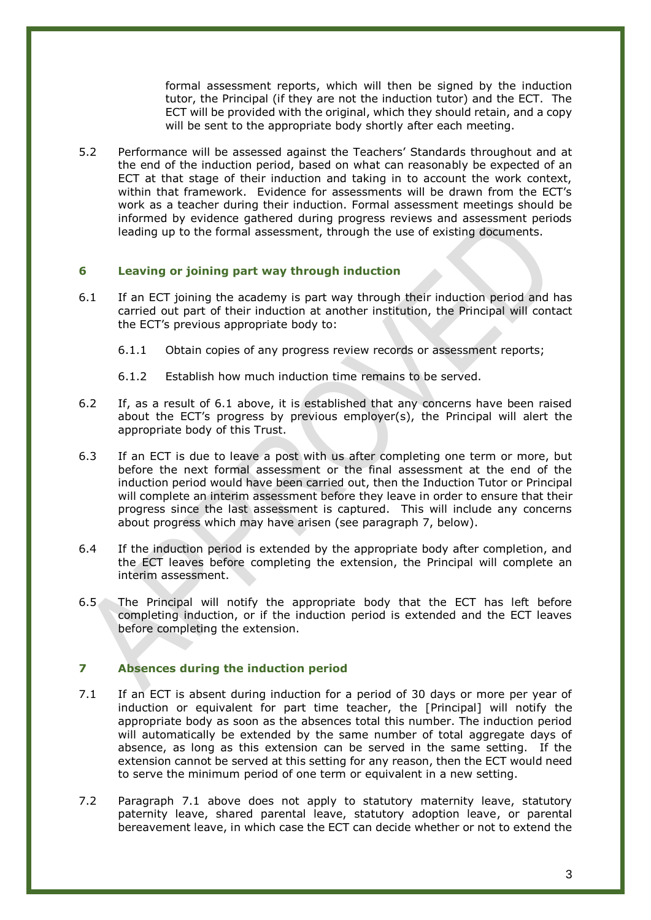formal assessment reports, which will then be signed by the induction tutor, the Principal (if they are not the induction tutor) and the ECT. The ECT will be provided with the original, which they should retain, and a copy will be sent to the appropriate body shortly after each meeting.

5.2 Performance will be assessed against the Teachers' Standards throughout and at the end of the induction period, based on what can reasonably be expected of an ECT at that stage of their induction and taking in to account the work context, within that framework. Evidence for assessments will be drawn from the ECT's work as a teacher during their induction. Formal assessment meetings should be informed by evidence gathered during progress reviews and assessment periods leading up to the formal assessment, through the use of existing documents.

## 6 Leaving or joining part way through induction

6.1 If an ECT joining the academy is part way through their induction period and has carried out part of their induction at another institution, the Principal will contact the ECT's previous appropriate body to:

6.1.1 Obtain copies of any progress review records or assessment reports;

6.1.2 Establish how much induction time remains to be served.

6.2 If, as a result of 6.1 above, it is established that any concerns have been raised about the ECT's progress by previous employer(s), the Principal will alert the appropriate body of this Trust.

6.3 If an ECT is due to leave a post with us after completing one term or more, but before the next formal assessment or the final assessment at the end of the induction period would have been carried out, then the Induction Tutor or Principal will complete an interim assessment before they leave in order to ensure that their progress since the last assessment is captured. This will include any concerns about progress which may have arisen (see paragraph 7, below).

6.4 If the induction period is extended by the appropriate body after completion, and the ECT leaves before completing the extension, the Principal will complete an interim assessment.

6.5 The Principal will notify the appropriate body that the ECT has left before completing induction, or if the induction period is extended and the ECT leaves before completing the extension.

## 7 Absences during the induction period

7.1 If an ECT is absent during induction for a period of 30 days or more per year of induction or equivalent for part time teacher, the [Principal] will notify the appropriate body as soon as the absences total this number. The induction period will automatically be extended by the same number of total aggregate days of absence, as long as this extension can be served in the same setting. If the extension cannot be served at this setting for any reason, then the ECT would need to serve the minimum period of one term or equivalent in a new setting.

7.2 Paragraph 7.1 above does not apply to statutory maternity leave, statutory paternity leave, shared parental leave, statutory adoption leave, or parental bereavement leave, in which case the ECT can decide whether or not to extend the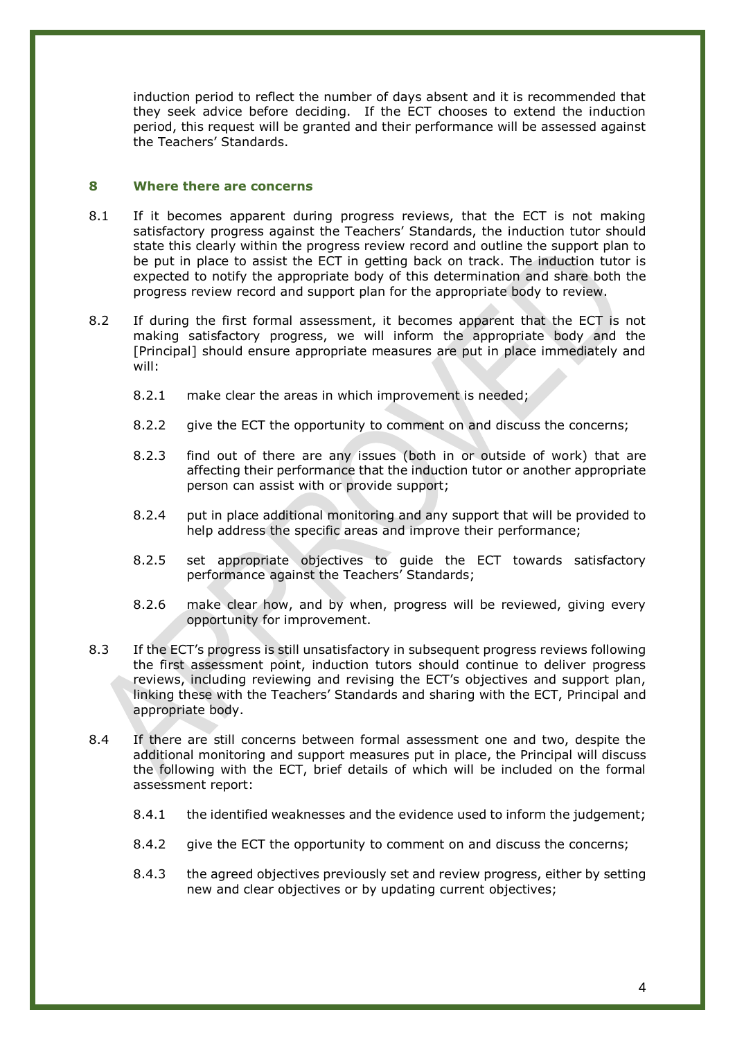induction period to reflect the number of days absent and it is recommended that they seek advice before deciding. If the ECT chooses to extend the induction period, this request will be granted and their performance will be assessed against the Teachers' Standards.

## 8 Where there are concerns

8.1 If it becomes apparent during progress reviews, that the ECT is not making satisfactory progress against the Teachers' Standards, the induction tutor should state this clearly within the progress review record and outline the support plan to be put in place to assist the ECT in getting back on track. The induction tutor is expected to notify the appropriate body of this determination and share both the progress review record and support plan for the appropriate body to review.

8.2 If during the first formal assessment, it becomes apparent that the ECT is not making satisfactory progress, we will inform the appropriate body and the [Principal] should ensure appropriate measures are put in place immediately and will:

- 8.2.1 make clear the areas in which improvement is needed;
- 8.2.2 give the ECT the opportunity to comment on and discuss the concerns;
- 8.2.3 find out of there are any issues (both in or outside of work) that are affecting their performance that the induction tutor or another appropriate person can assist with or provide support;
- 8.2.4 put in place additional monitoring and any support that will be provided to help address the specific areas and improve their performance;
- 8.2.5 set appropriate objectives to guide the ECT towards satisfactory performance against the Teachers' Standards;
- 8.2.6 make clear how, and by when, progress will be reviewed, giving every opportunity for improvement.

8.3 If the ECT's progress is still unsatisfactory in subsequent progress reviews following the first assessment point, induction tutors should continue to deliver progress reviews, including reviewing and revising the ECT's objectives and support plan, linking these with the Teachers' Standards and sharing with the ECT, Principal and appropriate body.

8.4 If there are still concerns between formal assessment one and two, despite the additional monitoring and support measures put in place, the Principal will discuss the following with the ECT, brief details of which will be included on the formal assessment report:

- 8.4.1 the identified weaknesses and the evidence used to inform the judgement;
- 8.4.2 give the ECT the opportunity to comment on and discuss the concerns;
- 8.4.3 the agreed objectives previously set and review progress, either by setting new and clear objectives or by updating current objectives;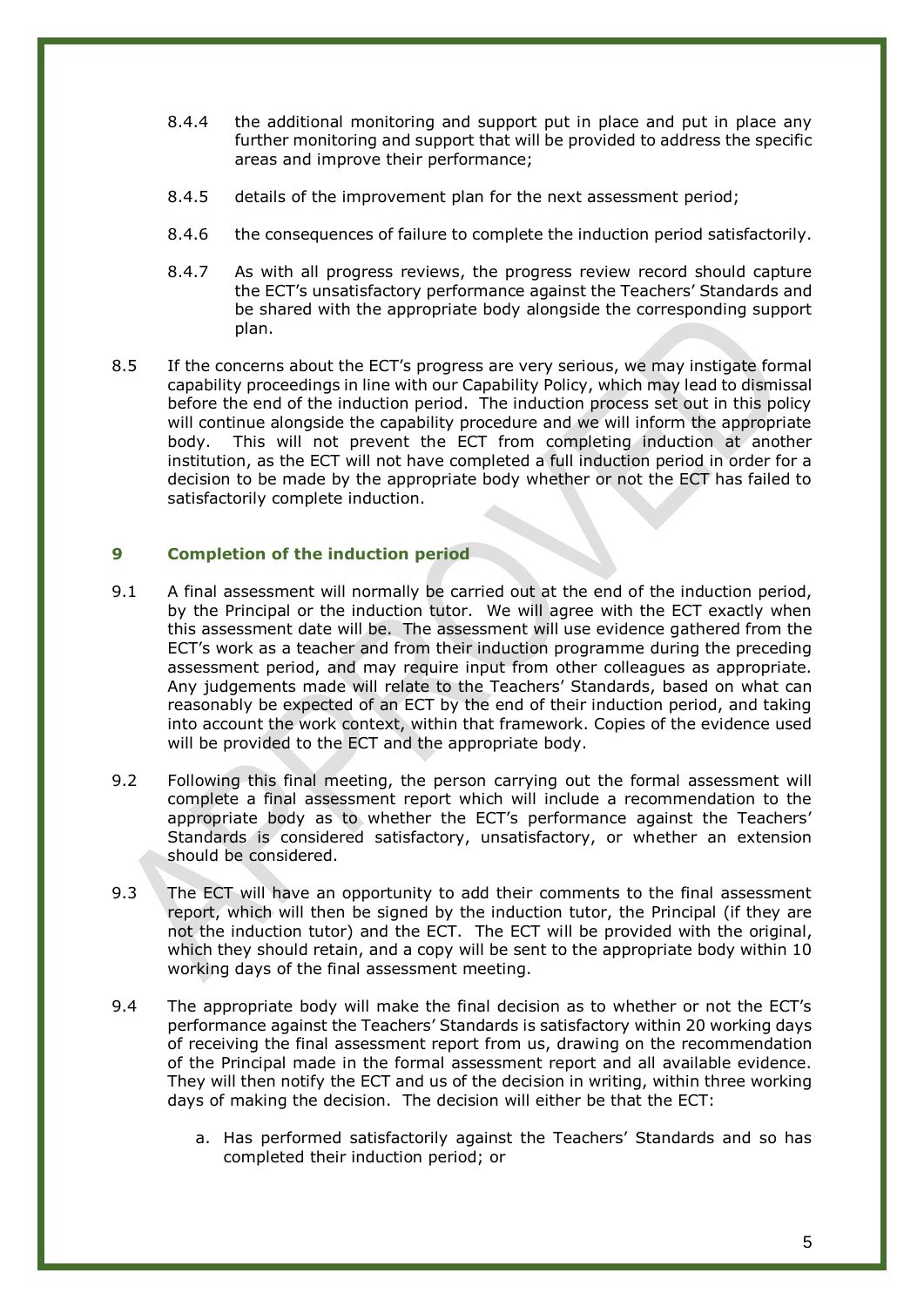8.4.4 the additional monitoring and support put in place and put in place any further monitoring and support that will be provided to address the specific areas and improve their performance;

8.4.5 details of the improvement plan for the next assessment period;

8.4.6 the consequences of failure to complete the induction period satisfactorily.

8.4.7 As with all progress reviews, the progress review record should capture the ECT's unsatisfactory performance against the Teachers' Standards and be shared with the appropriate body alongside the corresponding support plan.

8.5 If the concerns about the ECT's progress are very serious, we may instigate formal capability proceedings in line with our Capability Policy, which may lead to dismissal before the end of the induction period. The induction process set out in this policy will continue alongside the capability procedure and we will inform the appropriate body. This will not prevent the ECT from completing induction at another institution, as the ECT will not have completed a full induction period in order for a decision to be made by the appropriate body whether or not the ECT has failed to satisfactorily complete induction.

## 9 Completion of the induction period

9.1 A final assessment will normally be carried out at the end of the induction period, by the Principal or the induction tutor. We will agree with the ECT exactly when this assessment date will be. The assessment will use evidence gathered from the ECT's work as a teacher and from their induction programme during the preceding assessment period, and may require input from other colleagues as appropriate. Any judgements made will relate to the Teachers' Standards, based on what can reasonably be expected of an ECT by the end of their induction period, and taking into account the work context, within that framework. Copies of the evidence used will be provided to the ECT and the appropriate body.

9.2 Following this final meeting, the person carrying out the formal assessment will complete a final assessment report which will include a recommendation to the appropriate body as to whether the ECT's performance against the Teachers' Standards is considered satisfactory, unsatisfactory, or whether an extension should be considered.

9.3 The ECT will have an opportunity to add their comments to the final assessment report, which will then be signed by the induction tutor, the Principal (if they are not the induction tutor) and the ECT. The ECT will be provided with the original, which they should retain, and a copy will be sent to the appropriate body within 10 working days of the final assessment meeting.

9.4 The appropriate body will make the final decision as to whether or not the ECT's performance against the Teachers' Standards is satisfactory within 20 working days of receiving the final assessment report from us, drawing on the recommendation of the Principal made in the formal assessment report and all available evidence. They will then notify the ECT and us of the decision in writing, within three working days of making the decision. The decision will either be that the ECT:

a. Has performed satisfactorily against the Teachers' Standards and so has completed their induction period; or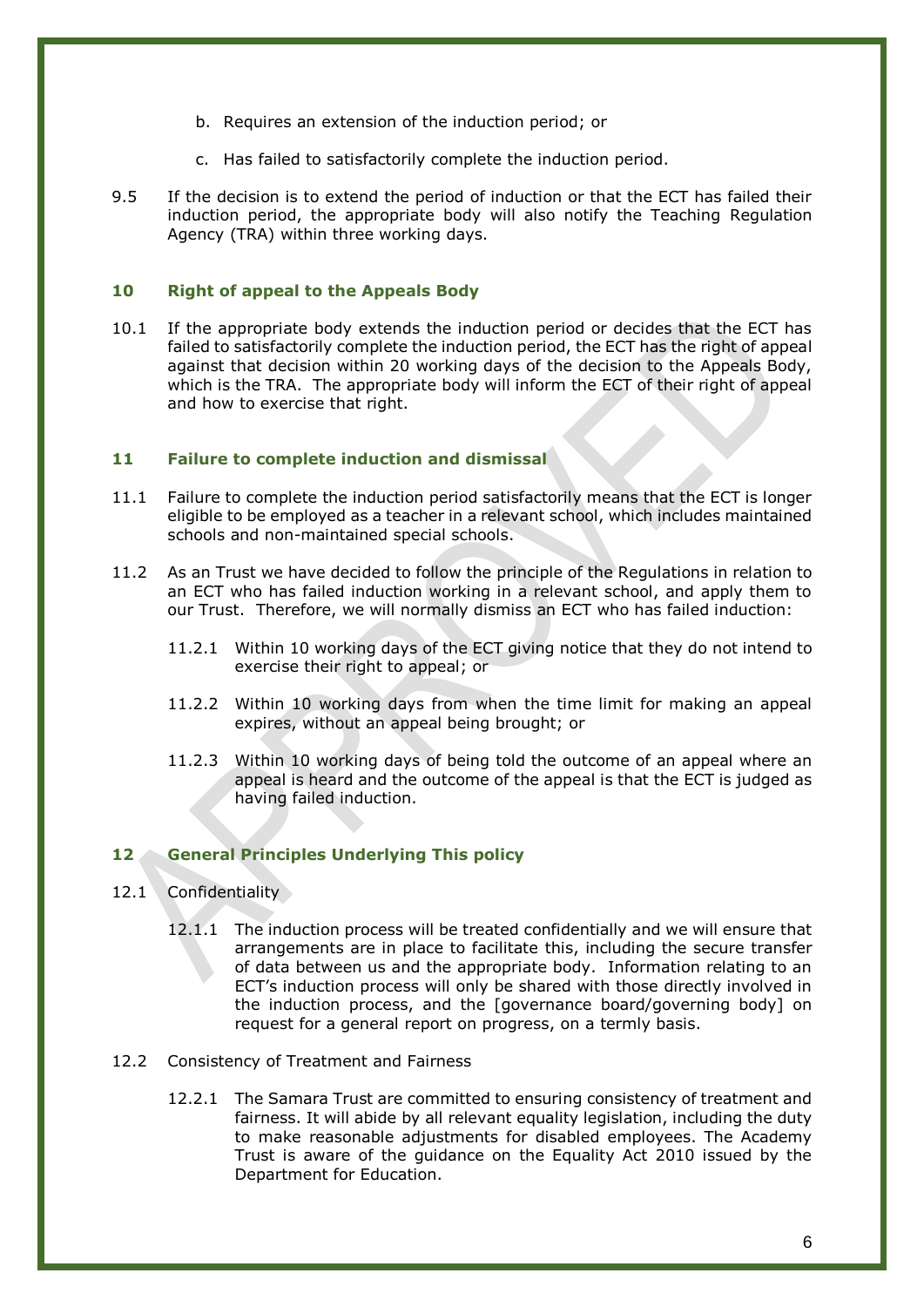b. Requires an extension of the induction period; or

c. Has failed to satisfactorily complete the induction period.

9.5 If the decision is to extend the period of induction or that the ECT has failed their induction period, the appropriate body will also notify the Teaching Regulation Agency (TRA) within three working days.

## 10 Right of appeal to the Appeals Body

10.1 If the appropriate body extends the induction period or decides that the ECT has failed to satisfactorily complete the induction period, the ECT has the right of appeal against that decision within 20 working days of the decision to the Appeals Body, which is the TRA. The appropriate body will inform the ECT of their right of appeal and how to exercise that right.

## 11 Failure to complete induction and dismissal

11.1 Failure to complete the induction period satisfactorily means that the ECT is longer eligible to be employed as a teacher in a relevant school, which includes maintained schools and non-maintained special schools.

11.2 As an Trust we have decided to follow the principle of the Regulations in relation to an ECT who has failed induction working in a relevant school, and apply them to our Trust. Therefore, we will normally dismiss an ECT who has failed induction:

11.2.1 Within 10 working days of the ECT giving notice that they do not intend to exercise their right to appeal; or

11.2.2 Within 10 working days from when the time limit for making an appeal expires, without an appeal being brought; or

11.2.3 Within 10 working days of being told the outcome of an appeal where an appeal is heard and the outcome of the appeal is that the ECT is judged as having failed induction.

## 12 General Principles Underlying This policy

12.1 Confidentiality

12.1.1 The induction process will be treated confidentially and we will ensure that arrangements are in place to facilitate this, including the secure transfer of data between us and the appropriate body. Information relating to an ECT's induction process will only be shared with those directly involved in the induction process, and the [governance board/governing body] on request for a general report on progress, on a termly basis.

12.2 Consistency of Treatment and Fairness

12.2.1 The Samara Trust are committed to ensuring consistency of treatment and fairness. It will abide by all relevant equality legislation, including the duty to make reasonable adjustments for disabled employees. The Academy Trust is aware of the guidance on the Equality Act 2010 issued by the Department for Education.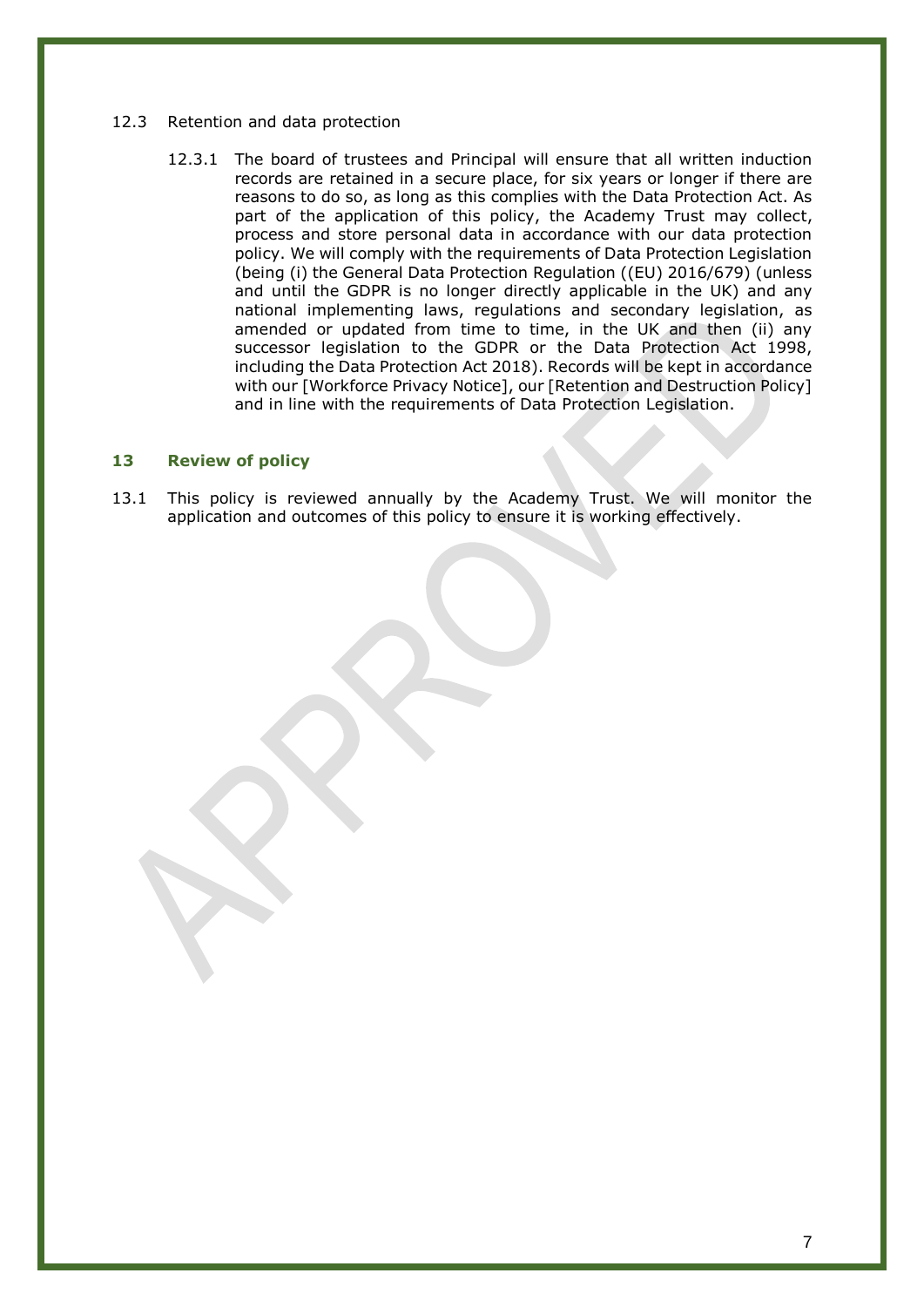12.3 Retention and data protection

12.3.1 The board of trustees and Principal will ensure that all written induction records are retained in a secure place, for six years or longer if there are reasons to do so, as long as this complies with the Data Protection Act. As part of the application of this policy, the Academy Trust may collect, process and store personal data in accordance with our data protection policy. We will comply with the requirements of Data Protection Legislation (being (i) the General Data Protection Regulation ((EU) 2016/679) (unless and until the GDPR is no longer directly applicable in the UK) and any national implementing laws, regulations and secondary legislation, as amended or updated from time to time, in the UK and then (ii) any successor legislation to the GDPR or the Data Protection Act 1998, including the Data Protection Act 2018). Records will be kept in accordance with our [Workforce Privacy Notice], our [Retention and Destruction Policy] and in line with the requirements of Data Protection Legislation.

## 13 Review of policy

13.1 This policy is reviewed annually by the Academy Trust. We will monitor the application and outcomes of this policy to ensure it is working effectively.